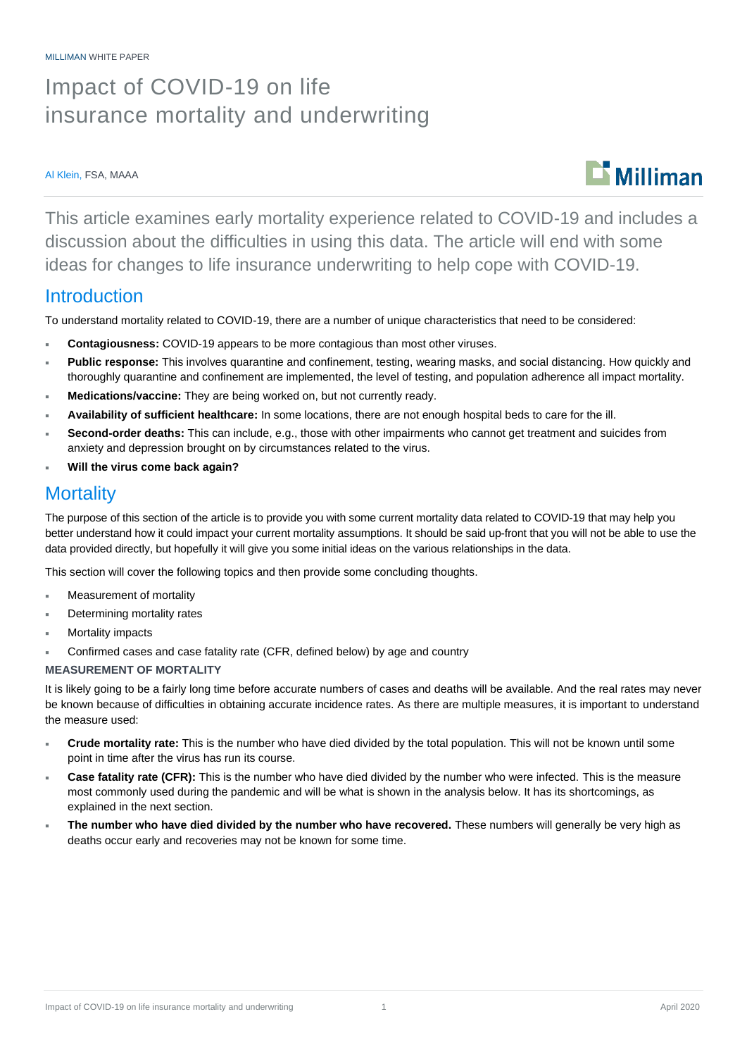MILLIMAN WHITE PAPER

# Impact of COVID-19 on life insurance mortality and underwriting

Al Klein, FSA, MAAA

This article examines early mortality experience related to COVID-19 and includes a discussion about the difficulties in using this data. The article will end with some ideas for changes to life insurance underwriting to help cope with COVID-19.

## Introduction

To understand mortality related to COVID-19, there are a number of unique characteristics that need to be considered:

- **Contagiousness:** COVID-19 appears to be more contagious than most other viruses.
- **Public response:** This involves quarantine and confinement, testing, wearing masks, and social distancing. How quickly and thoroughly quarantine and confinement are implemented, the level of testing, and population adherence all impact mortality.
- **Medications/vaccine:** They are being worked on, but not currently ready.
- **Availability of sufficient healthcare:** In some locations, there are not enough hospital beds to care for the ill.
- **Second-order deaths:** This can include, e.g., those with other impairments who cannot get treatment and suicides from anxiety and depression brought on by circumstances related to the virus.
- **Will the virus come back again?**

## Mortality

The purpose of this section of the article is to provide you with some current mortality data related to COVID-19 that may help you better understand how it could impact your current mortality assumptions. It should be said up-front that you will not be able to use the data provided directly, but hopefully it will give you some initial ideas on the various relationships in the data.

This section will cover the following topics and then provide some concluding thoughts.

- Measurement of mortality
- Determining mortality rates
- Mortality impacts
- Confirmed cases and case fatality rate (CFR, defined below) by age and country

### MEASUREMENT OF MORTALITY

It is likely going to be a fairly long time before accurate numbers of cases and deaths will be available. And the real rates may never be known because of difficulties in obtaining accurate incidence rates. As there are multiple measures, it is important to understand the measure used:

- **Crude mortality rate:** This is the number who have died divided by the total population. This will not be known until some point in time after the virus has run its course.
- **Case fatality rate (CFR):** This is the number who have died divided by the number who were infected. This is the measure most commonly used during the pandemic and will be what is shown in the analysis below. It has its shortcomings, as explained in the next section.
- **The number who have died divided by the number who have recovered.** These numbers will generally be very high as deaths occur early and recoveries may not be known for some time.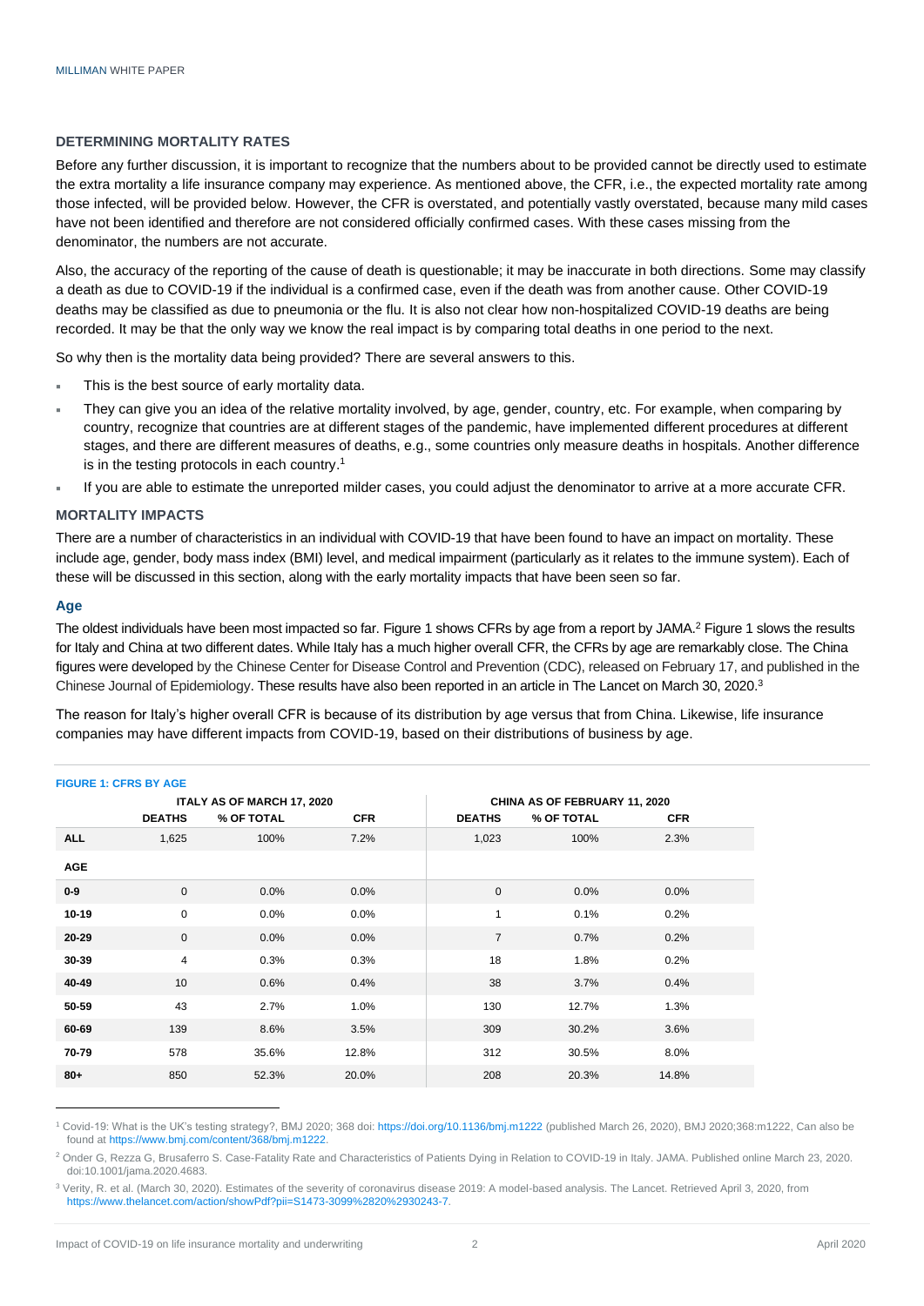### DETERMINING MORTALITY RATES

Before any further discussion, it is important to recognize that the numbers about to be provided cannot be directly used to estimate the extra mortality a life insurance company may experience. As mentioned above, the CFR, i.e., the expected mortality rate among those infected, will be provided below. However, the CFR is overstated, and potentially vastly overstated, because many mild cases have not been identified and therefore are not considered officially confirmed cases. With these cases missing from the denominator, the numbers are not accurate.

Also, the accuracy of the reporting of the cause of death is questionable; it may be inaccurate in both directions. Some may classify a death as due to COVID-19 if the individual is a confirmed case, even if the death was from another cause. Other COVID-19 deaths may be classified as due to pneumonia or the flu. It is also not clear how non-hospitalized COVID-19 deaths are being recorded. It may be that the only way we know the real impact is by comparing total deaths in one period to the next.

So why then is the mortality data being provided? There are several answers to this.

- This is the best source of early mortality data.
- They can give you an idea of the relative mortality involved, by age, gender, country, etc. For example, when comparing by country, recognize that countries are at different stages of the pandemic, have implemented different procedures at different stages, and there are different measures of deaths, e.g., some countries only measure deaths in hospitals. Another difference is in the testing protocols in each country.[1]
- If you are able to estimate the unreported milder cases, you could adjust the denominator to arrive at a more accurate CFR.

### MORTALITY IMPACTS

There are a number of characteristics in an individual with COVID-19 that have been found to have an impact on mortality. These include age, gender, body mass index (BMI) level, and medical impairment (particularly as it relates to the immune system). Each of these will be discussed in this section, along with the early mortality impacts that have been seen so far.

#### Age

The oldest individuals have been most impacted so far. Figure 1 shows CFRs by age from a report by JAMA.[2] Figure 1 slows the results for Italy and China at two different dates. While Italy has a much higher overall CFR, the CFRs by age are remarkably close. The China figures were developed by the Chinese Center for Disease Control and Prevention (CDC), released on February 17, and published in the Chinese Journal of Epidemiology. These results have also been reported in an article in The Lancet on March 30, 2020.[3]

The reason for Italy's higher overall CFR is because of its distribution by age versus that from China. Likewise, life insurance companies may have different impacts from COVID-19, based on their distributions of business by age.

**FIGURE 1: CFRS BY AGE**

| | ITALY AS OF MARCH 17, 2020 | | | CHINA AS OF FEBRUARY 11, 2020 | | |
|---|---|---|---|---|---|---|
| | **DEATHS** | **% OF TOTAL** | **CFR** | **DEATHS** | **% OF TOTAL** | **CFR** |
| **ALL** | 1,625 | 100% | 7.2% | 1,023 | 100% | 2.3% |
| **AGE** | | | | | | |
| **0-9** | 0 | 0.0% | 0.0% | 0 | 0.0% | 0.0% |
| **10-19** | 0 | 0.0% | 0.0% | 1 | 0.1% | 0.2% |
| **20-29** | 0 | 0.0% | 0.0% | 7 | 0.7% | 0.2% |
| **30-39** | 4 | 0.3% | 0.3% | 18 | 1.8% | 0.2% |
| **40-49** | 10 | 0.6% | 0.4% | 38 | 3.7% | 0.4% |
| **50-59** | 43 | 2.7% | 1.0% | 130 | 12.7% | 1.3% |
| **60-69** | 139 | 8.6% | 3.5% | 309 | 30.2% | 3.6% |
| **70-79** | 578 | 35.6% | 12.8% | 312 | 30.5% | 8.0% |
| **80+** | 850 | 52.3% | 20.0% | 208 | 20.3% | 14.8% |

[1] Covid-19: What is the UK's testing strategy?, BMJ 2020; 368 doi: https://doi.org/10.1136/bmj.m1222 (published March 26, 2020), BMJ 2020;368:m1222, Can also be found at https://www.bmj.com/content/368/bmj.m1222.

[2] Onder G, Rezza G, Brusaferro S. Case-Fatality Rate and Characteristics of Patients Dying in Relation to COVID-19 in Italy. JAMA. Published online March 23, 2020. doi:10.1001/jama.2020.4683.

[3] Verity, R. et al. (March 30, 2020). Estimates of the severity of coronavirus disease 2019: A model-based analysis. The Lancet. Retrieved April 3, 2020, from https://www.thelancet.com/action/showPdf?pii=S1473-3099%2820%2930243-7.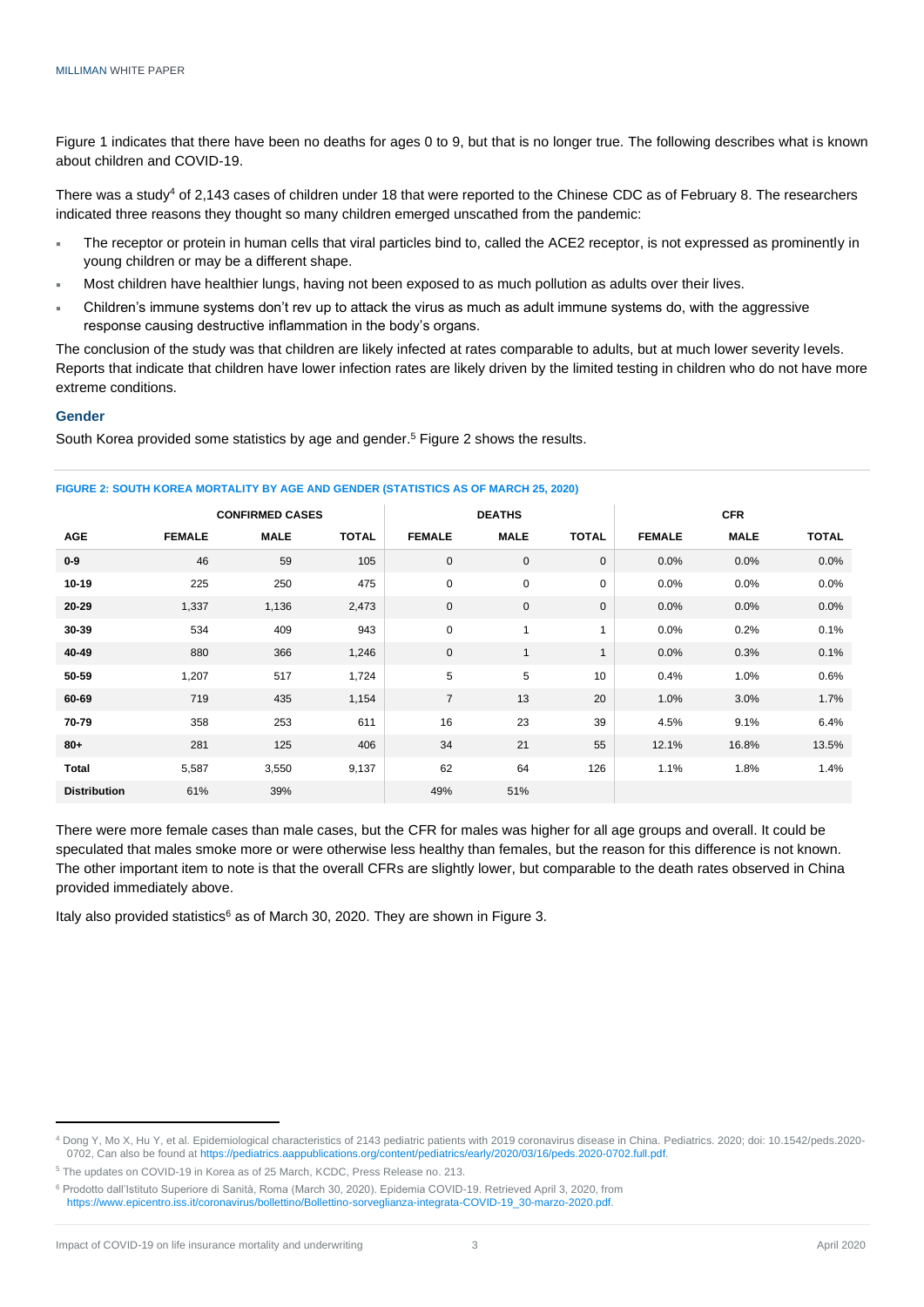Figure 1 indicates that there have been no deaths for ages 0 to 9, but that is no longer true. The following describes what is known about children and COVID-19.

There was a study[4] of 2,143 cases of children under 18 that were reported to the Chinese CDC as of February 8. The researchers indicated three reasons they thought so many children emerged unscathed from the pandemic:

- The receptor or protein in human cells that viral particles bind to, called the ACE2 receptor, is not expressed as prominently in young children or may be a different shape.
- Most children have healthier lungs, having not been exposed to as much pollution as adults over their lives.
- Children's immune systems don't rev up to attack the virus as much as adult immune systems do, with the aggressive response causing destructive inflammation in the body's organs.

The conclusion of the study was that children are likely infected at rates comparable to adults, but at much lower severity levels. Reports that indicate that children have lower infection rates are likely driven by the limited testing in children who do not have more extreme conditions.

### Gender

South Korea provided some statistics by age and gender.[5] Figure 2 shows the results.

**FIGURE 2: SOUTH KOREA MORTALITY BY AGE AND GENDER (STATISTICS AS OF MARCH 25, 2020)**

| | CONFIRMED CASES | | | DEATHS | | | CFR | | |
|---|---|---|---|---|---|---|---|---|---|
| AGE | FEMALE | MALE | TOTAL | FEMALE | MALE | TOTAL | FEMALE | MALE | TOTAL |
| 0-9 | 46 | 59 | 105 | 0 | 0 | 0 | 0.0% | 0.0% | 0.0% |
| 10-19 | 225 | 250 | 475 | 0 | 0 | 0 | 0.0% | 0.0% | 0.0% |
| 20-29 | 1,337 | 1,136 | 2,473 | 0 | 0 | 0 | 0.0% | 0.0% | 0.0% |
| 30-39 | 534 | 409 | 943 | 0 | 1 | 1 | 0.0% | 0.2% | 0.1% |
| 40-49 | 880 | 366 | 1,246 | 0 | 1 | 1 | 0.0% | 0.3% | 0.1% |
| 50-59 | 1,207 | 517 | 1,724 | 5 | 5 | 10 | 0.4% | 1.0% | 0.6% |
| 60-69 | 719 | 435 | 1,154 | 7 | 13 | 20 | 1.0% | 3.0% | 1.7% |
| 70-79 | 358 | 253 | 611 | 16 | 23 | 39 | 4.5% | 9.1% | 6.4% |
| 80+ | 281 | 125 | 406 | 34 | 21 | 55 | 12.1% | 16.8% | 13.5% |
| Total | 5,587 | 3,550 | 9,137 | 62 | 64 | 126 | 1.1% | 1.8% | 1.4% |
| Distribution | 61% | 39% | | 49% | 51% | | | | |

There were more female cases than male cases, but the CFR for males was higher for all age groups and overall. It could be speculated that males smoke more or were otherwise less healthy than females, but the reason for this difference is not known. The other important item to note is that the overall CFRs are slightly lower, but comparable to the death rates observed in China provided immediately above.

Italy also provided statistics[6] as of March 30, 2020. They are shown in Figure 3.

---

[4] Dong Y, Mo X, Hu Y, et al. Epidemiological characteristics of 2143 pediatric patients with 2019 coronavirus disease in China. Pediatrics. 2020; doi: 10.1542/peds.2020-0702, Can also be found at https://pediatrics.aappublications.org/content/pediatrics/early/2020/03/16/peds.2020-0702.full.pdf.

[5] The updates on COVID-19 in Korea as of 25 March, KCDC, Press Release no. 213.

[6] Prodotto dall'Istituto Superiore di Sanità, Roma (March 30, 2020). Epidemia COVID-19. Retrieved April 3, 2020, from https://www.epicentro.iss.it/coronavirus/bollettino/Bollettino-sorveglianza-integrata-COVID-19_30-marzo-2020.pdf.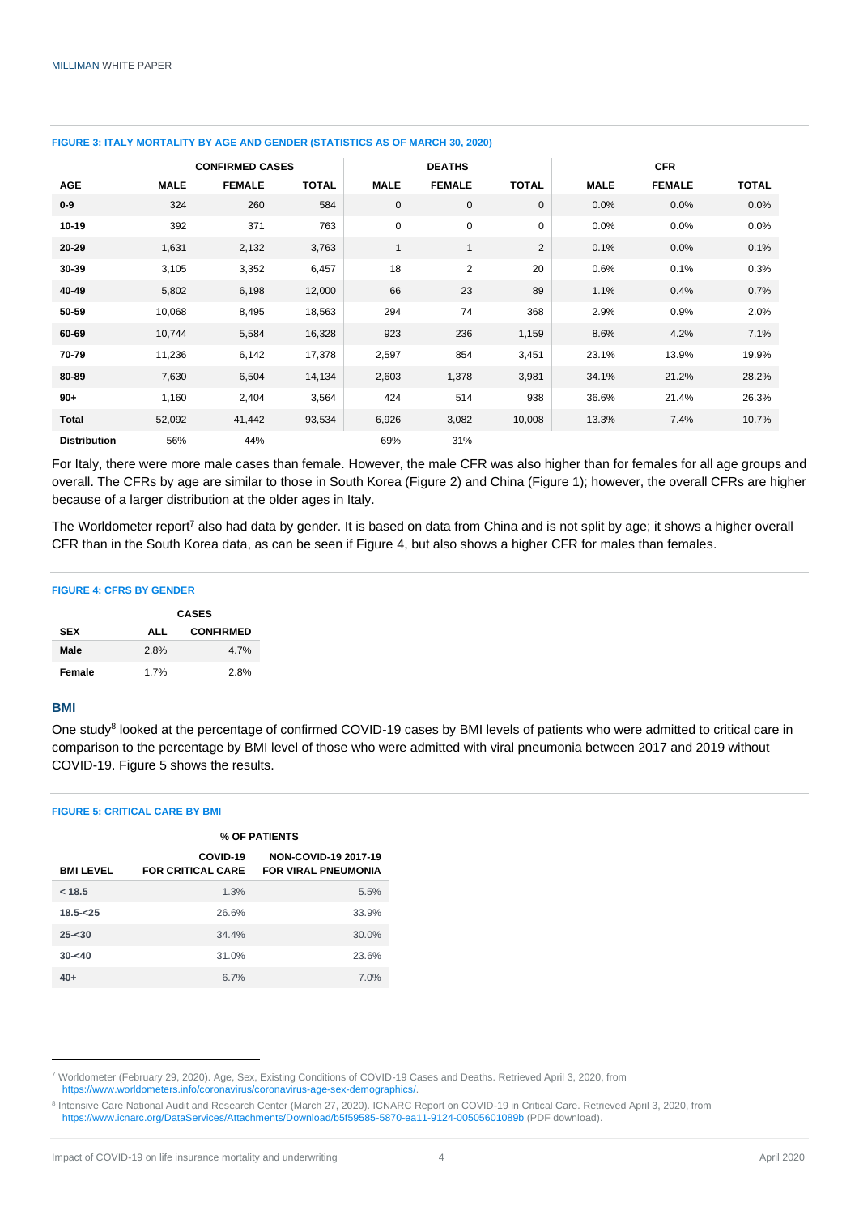**FIGURE 3: ITALY MORTALITY BY AGE AND GENDER (STATISTICS AS OF MARCH 30, 2020)**

| | CONFIRMED CASES | | | DEATHS | | | CFR | | |
|---|---|---|---|---|---|---|---|---|---|
| **AGE** | **MALE** | **FEMALE** | **TOTAL** | **MALE** | **FEMALE** | **TOTAL** | **MALE** | **FEMALE** | **TOTAL** |
| **0-9** | 324 | 260 | 584 | 0 | 0 | 0 | 0.0% | 0.0% | 0.0% |
| **10-19** | 392 | 371 | 763 | 0 | 0 | 0 | 0.0% | 0.0% | 0.0% |
| **20-29** | 1,631 | 2,132 | 3,763 | 1 | 1 | 2 | 0.1% | 0.0% | 0.1% |
| **30-39** | 3,105 | 3,352 | 6,457 | 18 | 2 | 20 | 0.6% | 0.1% | 0.3% |
| **40-49** | 5,802 | 6,198 | 12,000 | 66 | 23 | 89 | 1.1% | 0.4% | 0.7% |
| **50-59** | 10,068 | 8,495 | 18,563 | 294 | 74 | 368 | 2.9% | 0.9% | 2.0% |
| **60-69** | 10,744 | 5,584 | 16,328 | 923 | 236 | 1,159 | 8.6% | 4.2% | 7.1% |
| **70-79** | 11,236 | 6,142 | 17,378 | 2,597 | 854 | 3,451 | 23.1% | 13.9% | 19.9% |
| **80-89** | 7,630 | 6,504 | 14,134 | 2,603 | 1,378 | 3,981 | 34.1% | 21.2% | 28.2% |
| **90+** | 1,160 | 2,404 | 3,564 | 424 | 514 | 938 | 36.6% | 21.4% | 26.3% |
| **Total** | 52,092 | 41,442 | 93,534 | 6,926 | 3,082 | 10,008 | 13.3% | 7.4% | 10.7% |
| **Distribution** | 56% | 44% | | 69% | 31% | | | | |

For Italy, there were more male cases than female. However, the male CFR was also higher than for females for all age groups and overall. The CFRs by age are similar to those in South Korea (Figure 2) and China (Figure 1); however, the overall CFRs are higher because of a larger distribution at the older ages in Italy.

The Worldometer report[7] also had data by gender. It is based on data from China and is not split by age; it shows a higher overall CFR than in the South Korea data, as can be seen if Figure 4, but also shows a higher CFR for males than females.

**FIGURE 4: CFRS BY GENDER**

| | CASES | |
|---|---|---|
| **SEX** | **ALL** | **CONFIRMED** |
| **Male** | 2.8% | 4.7% |
| **Female** | 1.7% | 2.8% |

## BMI

One study[8] looked at the percentage of confirmed COVID-19 cases by BMI levels of patients who were admitted to critical care in comparison to the percentage by BMI level of those who were admitted with viral pneumonia between 2017 and 2019 without COVID-19. Figure 5 shows the results.

**FIGURE 5: CRITICAL CARE BY BMI**

| | % OF PATIENTS | |
|---|---|---|
| **BMI LEVEL** | **COVID-19 FOR CRITICAL CARE** | **NON-COVID-19 2017-19 FOR VIRAL PNEUMONIA** |
| **< 18.5** | 1.3% | 5.5% |
| **18.5-<25** | 26.6% | 33.9% |
| **25-<30** | 34.4% | 30.0% |
| **30-<40** | 31.0% | 23.6% |
| **40+** | 6.7% | 7.0% |

[7] Worldometer (February 29, 2020). Age, Sex, Existing Conditions of COVID-19 Cases and Deaths. Retrieved April 3, 2020, from https://www.worldometers.info/coronavirus/coronavirus-age-sex-demographics/.

[8] Intensive Care National Audit and Research Center (March 27, 2020). ICNARC Report on COVID-19 in Critical Care. Retrieved April 3, 2020, from https://www.icnarc.org/DataServices/Attachments/Download/b5f59585-5870-ea11-9124-00505601089b (PDF download).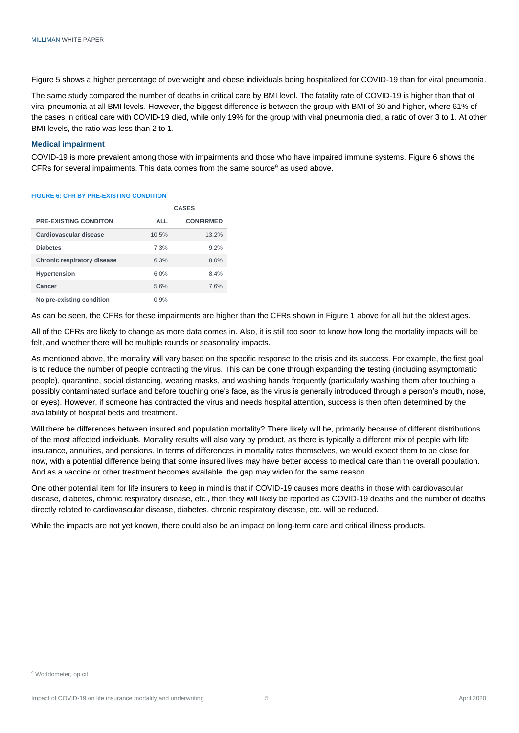Figure 5 shows a higher percentage of overweight and obese individuals being hospitalized for COVID-19 than for viral pneumonia.

The same study compared the number of deaths in critical care by BMI level. The fatality rate of COVID-19 is higher than that of viral pneumonia at all BMI levels. However, the biggest difference is between the group with BMI of 30 and higher, where 61% of the cases in critical care with COVID-19 died, while only 19% for the group with viral pneumonia died, a ratio of over 3 to 1. At other BMI levels, the ratio was less than 2 to 1.

### Medical impairment

COVID-19 is more prevalent among those with impairments and those who have impaired immune systems. Figure 6 shows the CFRs for several impairments. This data comes from the same source[9] as used above.

**FIGURE 6: CFR BY PRE-EXISTING CONDITION**

| | CASES | |
|---|---|---|
| PRE-EXISTING CONDITON | ALL | CONFIRMED |
| Cardiovascular disease | 10.5% | 13.2% |
| Diabetes | 7.3% | 9.2% |
| Chronic respiratory disease | 6.3% | 8.0% |
| Hypertension | 6.0% | 8.4% |
| Cancer | 5.6% | 7.6% |
| No pre-existing condition | 0.9% | |

As can be seen, the CFRs for these impairments are higher than the CFRs shown in Figure 1 above for all but the oldest ages.

All of the CFRs are likely to change as more data comes in. Also, it is still too soon to know how long the mortality impacts will be felt, and whether there will be multiple rounds or seasonality impacts.

As mentioned above, the mortality will vary based on the specific response to the crisis and its success. For example, the first goal is to reduce the number of people contracting the virus. This can be done through expanding the testing (including asymptomatic people), quarantine, social distancing, wearing masks, and washing hands frequently (particularly washing them after touching a possibly contaminated surface and before touching one's face, as the virus is generally introduced through a person's mouth, nose, or eyes). However, if someone has contracted the virus and needs hospital attention, success is then often determined by the availability of hospital beds and treatment.

Will there be differences between insured and population mortality? There likely will be, primarily because of different distributions of the most affected individuals. Mortality results will also vary by product, as there is typically a different mix of people with life insurance, annuities, and pensions. In terms of differences in mortality rates themselves, we would expect them to be close for now, with a potential difference being that some insured lives may have better access to medical care than the overall population. And as a vaccine or other treatment becomes available, the gap may widen for the same reason.

One other potential item for life insurers to keep in mind is that if COVID-19 causes more deaths in those with cardiovascular disease, diabetes, chronic respiratory disease, etc., then they will likely be reported as COVID-19 deaths and the number of deaths directly related to cardiovascular disease, diabetes, chronic respiratory disease, etc. will be reduced.

While the impacts are not yet known, there could also be an impact on long-term care and critical illness products.

[9] Worldometer, op cit.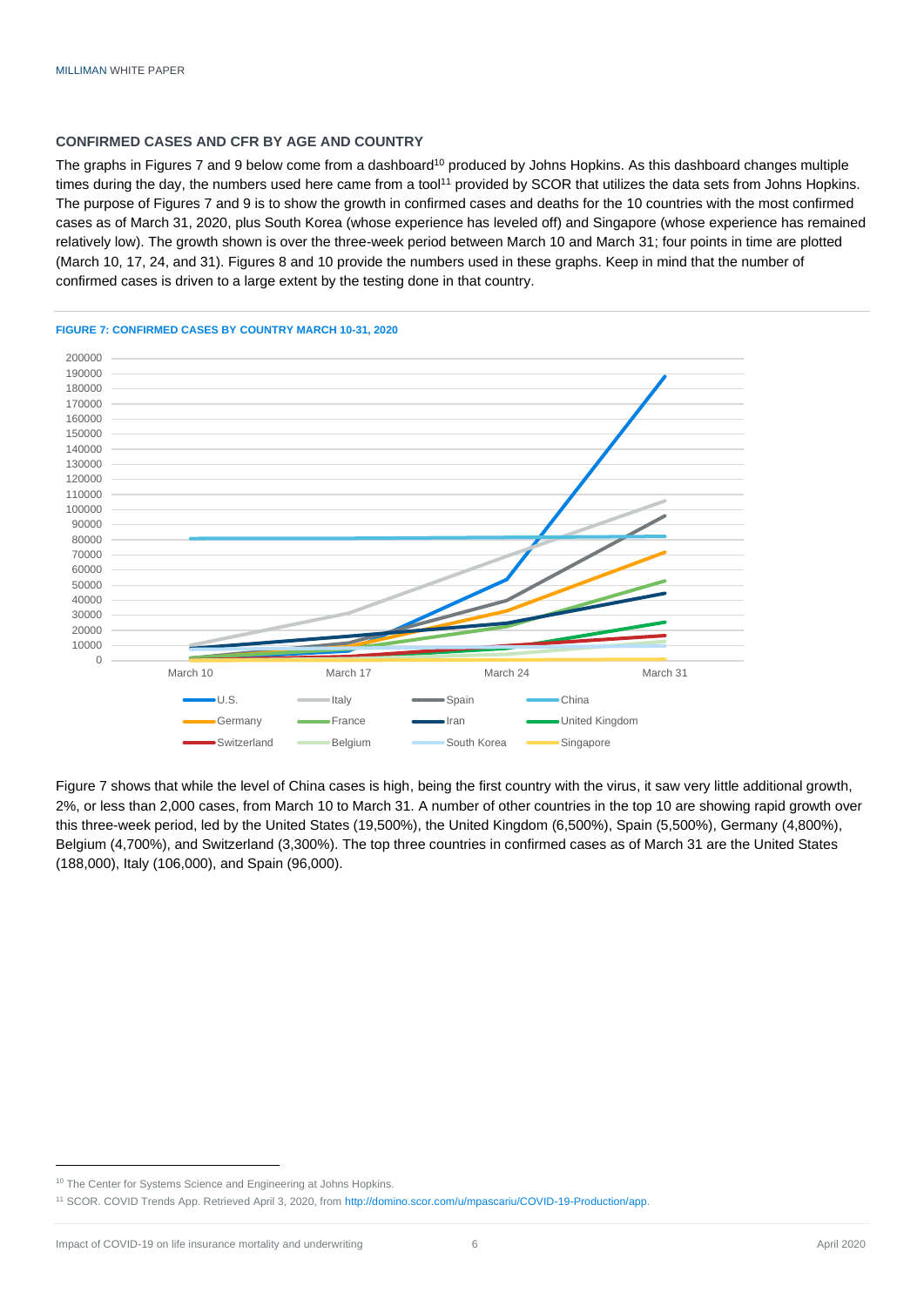### CONFIRMED CASES AND CFR BY AGE AND COUNTRY

The graphs in Figures 7 and 9 below come from a dashboard[10] produced by Johns Hopkins. As this dashboard changes multiple times during the day, the numbers used here came from a tool[11] provided by SCOR that utilizes the data sets from Johns Hopkins. The purpose of Figures 7 and 9 is to show the growth in confirmed cases and deaths for the 10 countries with the most confirmed cases as of March 31, 2020, plus South Korea (whose experience has leveled off) and Singapore (whose experience has remained relatively low). The growth shown is over the three-week period between March 10 and March 31; four points in time are plotted (March 10, 17, 24, and 31). Figures 8 and 10 provide the numbers used in these graphs. Keep in mind that the number of confirmed cases is driven to a large extent by the testing done in that country.

**FIGURE 7: CONFIRMED CASES BY COUNTRY MARCH 10-31, 2020**

Figure 7 shows that while the level of China cases is high, being the first country with the virus, it saw very little additional growth, 2%, or less than 2,000 cases, from March 10 to March 31. A number of other countries in the top 10 are showing rapid growth over this three-week period, led by the United States (19,500%), the United Kingdom (6,500%), Spain (5,500%), Germany (4,800%), Belgium (4,700%), and Switzerland (3,300%). The top three countries in confirmed cases as of March 31 are the United States (188,000), Italy (106,000), and Spain (96,000).

---

[10] The Center for Systems Science and Engineering at Johns Hopkins.

[11] SCOR. COVID Trends App. Retrieved April 3, 2020, from http://domino.scor.com/u/mpascariu/COVID-19-Production/app.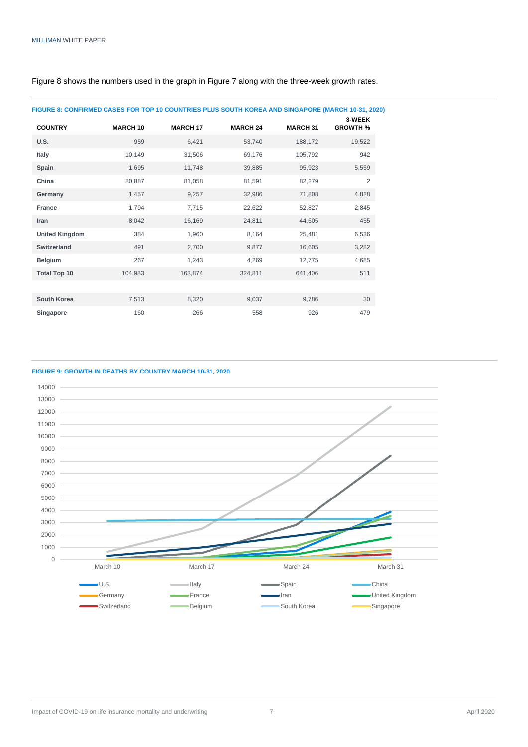Figure 8 shows the numbers used in the graph in Figure 7 along with the three-week growth rates.

**FIGURE 8: CONFIRMED CASES FOR TOP 10 COUNTRIES PLUS SOUTH KOREA AND SINGAPORE (MARCH 10-31, 2020)**

| COUNTRY | MARCH 10 | MARCH 17 | MARCH 24 | MARCH 31 | 3-WEEK GROWTH % |
|---|---|---|---|---|---|
| **U.S.** | 959 | 6,421 | 53,740 | 188,172 | 19,522 |
| **Italy** | 10,149 | 31,506 | 69,176 | 105,792 | 942 |
| **Spain** | 1,695 | 11,748 | 39,885 | 95,923 | 5,559 |
| **China** | 80,887 | 81,058 | 81,591 | 82,279 | 2 |
| **Germany** | 1,457 | 9,257 | 32,986 | 71,808 | 4,828 |
| **France** | 1,794 | 7,715 | 22,622 | 52,827 | 2,845 |
| **Iran** | 8,042 | 16,169 | 24,811 | 44,605 | 455 |
| **United Kingdom** | 384 | 1,960 | 8,164 | 25,481 | 6,536 |
| **Switzerland** | 491 | 2,700 | 9,877 | 16,605 | 3,282 |
| **Belgium** | 267 | 1,243 | 4,269 | 12,775 | 4,685 |
| **Total Top 10** | 104,983 | 163,874 | 324,811 | 641,406 | 511 |
| | | | | | |
| **South Korea** | 7,513 | 8,320 | 9,037 | 9,786 | 30 |
| **Singapore** | 160 | 266 | 558 | 926 | 479 |

**FIGURE 9: GROWTH IN DEATHS BY COUNTRY MARCH 10-31, 2020**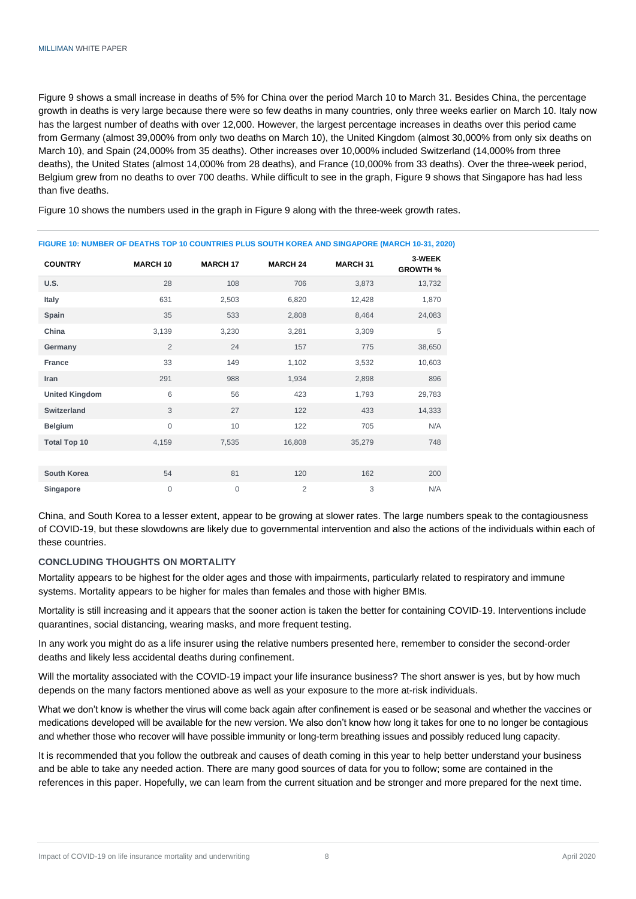Figure 9 shows a small increase in deaths of 5% for China over the period March 10 to March 31. Besides China, the percentage growth in deaths is very large because there were so few deaths in many countries, only three weeks earlier on March 10. Italy now has the largest number of deaths with over 12,000. However, the largest percentage increases in deaths over this period came from Germany (almost 39,000% from only two deaths on March 10), the United Kingdom (almost 30,000% from only six deaths on March 10), and Spain (24,000% from 35 deaths). Other increases over 10,000% included Switzerland (14,000% from three deaths), the United States (almost 14,000% from 28 deaths), and France (10,000% from 33 deaths). Over the three-week period, Belgium grew from no deaths to over 700 deaths. While difficult to see in the graph, Figure 9 shows that Singapore has had less than five deaths.

Figure 10 shows the numbers used in the graph in Figure 9 along with the three-week growth rates.

**FIGURE 10: NUMBER OF DEATHS TOP 10 COUNTRIES PLUS SOUTH KOREA AND SINGAPORE (MARCH 10-31, 2020)**

| COUNTRY | MARCH 10 | MARCH 17 | MARCH 24 | MARCH 31 | 3-WEEK GROWTH % |
|---|---|---|---|---|---|
| **U.S.** | 28 | 108 | 706 | 3,873 | 13,732 |
| **Italy** | 631 | 2,503 | 6,820 | 12,428 | 1,870 |
| **Spain** | 35 | 533 | 2,808 | 8,464 | 24,083 |
| **China** | 3,139 | 3,230 | 3,281 | 3,309 | 5 |
| **Germany** | 2 | 24 | 157 | 775 | 38,650 |
| **France** | 33 | 149 | 1,102 | 3,532 | 10,603 |
| **Iran** | 291 | 988 | 1,934 | 2,898 | 896 |
| **United Kingdom** | 6 | 56 | 423 | 1,793 | 29,783 |
| **Switzerland** | 3 | 27 | 122 | 433 | 14,333 |
| **Belgium** | 0 | 10 | 122 | 705 | N/A |
| **Total Top 10** | 4,159 | 7,535 | 16,808 | 35,279 | 748 |
| | | | | | |
| **South Korea** | 54 | 81 | 120 | 162 | 200 |
| **Singapore** | 0 | 0 | 2 | 3 | N/A |

China, and South Korea to a lesser extent, appear to be growing at slower rates. The large numbers speak to the contagiousness of COVID-19, but these slowdowns are likely due to governmental intervention and also the actions of the individuals within each of these countries.

### CONCLUDING THOUGHTS ON MORTALITY

Mortality appears to be highest for the older ages and those with impairments, particularly related to respiratory and immune systems. Mortality appears to be higher for males than females and those with higher BMIs.

Mortality is still increasing and it appears that the sooner action is taken the better for containing COVID-19. Interventions include quarantines, social distancing, wearing masks, and more frequent testing.

In any work you might do as a life insurer using the relative numbers presented here, remember to consider the second-order deaths and likely less accidental deaths during confinement.

Will the mortality associated with the COVID-19 impact your life insurance business? The short answer is yes, but by how much depends on the many factors mentioned above as well as your exposure to the more at-risk individuals.

What we don't know is whether the virus will come back again after confinement is eased or be seasonal and whether the vaccines or medications developed will be available for the new version. We also don't know how long it takes for one to no longer be contagious and whether those who recover will have possible immunity or long-term breathing issues and possibly reduced lung capacity.

It is recommended that you follow the outbreak and causes of death coming in this year to help better understand your business and be able to take any needed action. There are many good sources of data for you to follow; some are contained in the references in this paper. Hopefully, we can learn from the current situation and be stronger and more prepared for the next time.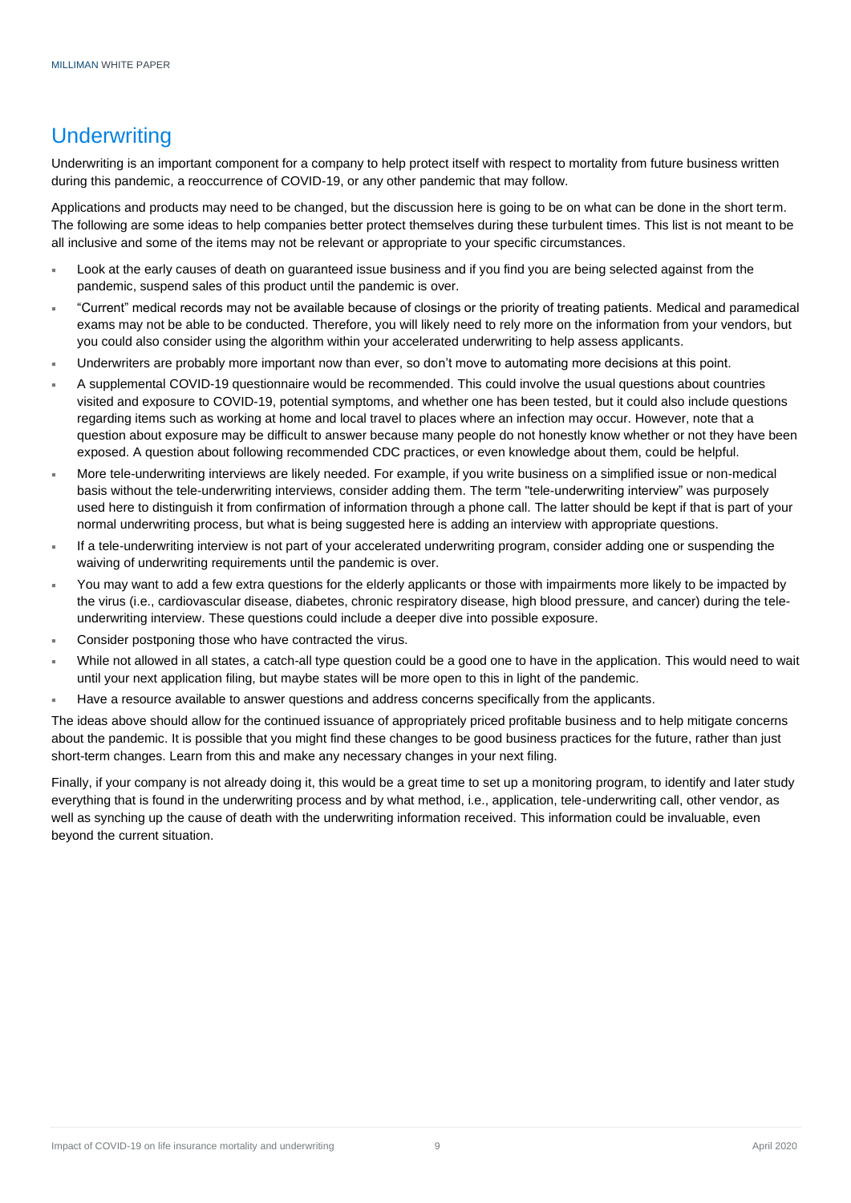## Underwriting

Underwriting is an important component for a company to help protect itself with respect to mortality from future business written during this pandemic, a reoccurrence of COVID-19, or any other pandemic that may follow.

Applications and products may need to be changed, but the discussion here is going to be on what can be done in the short term. The following are some ideas to help companies better protect themselves during these turbulent times. This list is not meant to be all inclusive and some of the items may not be relevant or appropriate to your specific circumstances.

- Look at the early causes of death on guaranteed issue business and if you find you are being selected against from the pandemic, suspend sales of this product until the pandemic is over.
- "Current" medical records may not be available because of closings or the priority of treating patients. Medical and paramedical exams may not be able to be conducted. Therefore, you will likely need to rely more on the information from your vendors, but you could also consider using the algorithm within your accelerated underwriting to help assess applicants.
- Underwriters are probably more important now than ever, so don't move to automating more decisions at this point.
- A supplemental COVID-19 questionnaire would be recommended. This could involve the usual questions about countries visited and exposure to COVID-19, potential symptoms, and whether one has been tested, but it could also include questions regarding items such as working at home and local travel to places where an infection may occur. However, note that a question about exposure may be difficult to answer because many people do not honestly know whether or not they have been exposed. A question about following recommended CDC practices, or even knowledge about them, could be helpful.
- More tele-underwriting interviews are likely needed. For example, if you write business on a simplified issue or non-medical basis without the tele-underwriting interviews, consider adding them. The term "tele-underwriting interview" was purposely used here to distinguish it from confirmation of information through a phone call. The latter should be kept if that is part of your normal underwriting process, but what is being suggested here is adding an interview with appropriate questions.
- If a tele-underwriting interview is not part of your accelerated underwriting program, consider adding one or suspending the waiving of underwriting requirements until the pandemic is over.
- You may want to add a few extra questions for the elderly applicants or those with impairments more likely to be impacted by the virus (i.e., cardiovascular disease, diabetes, chronic respiratory disease, high blood pressure, and cancer) during the tele-underwriting interview. These questions could include a deeper dive into possible exposure.
- Consider postponing those who have contracted the virus.
- While not allowed in all states, a catch-all type question could be a good one to have in the application. This would need to wait until your next application filing, but maybe states will be more open to this in light of the pandemic.
- Have a resource available to answer questions and address concerns specifically from the applicants.

The ideas above should allow for the continued issuance of appropriately priced profitable business and to help mitigate concerns about the pandemic. It is possible that you might find these changes to be good business practices for the future, rather than just short-term changes. Learn from this and make any necessary changes in your next filing.

Finally, if your company is not already doing it, this would be a great time to set up a monitoring program, to identify and later study everything that is found in the underwriting process and by what method, i.e., application, tele-underwriting call, other vendor, as well as synching up the cause of death with the underwriting information received. This information could be invaluable, even beyond the current situation.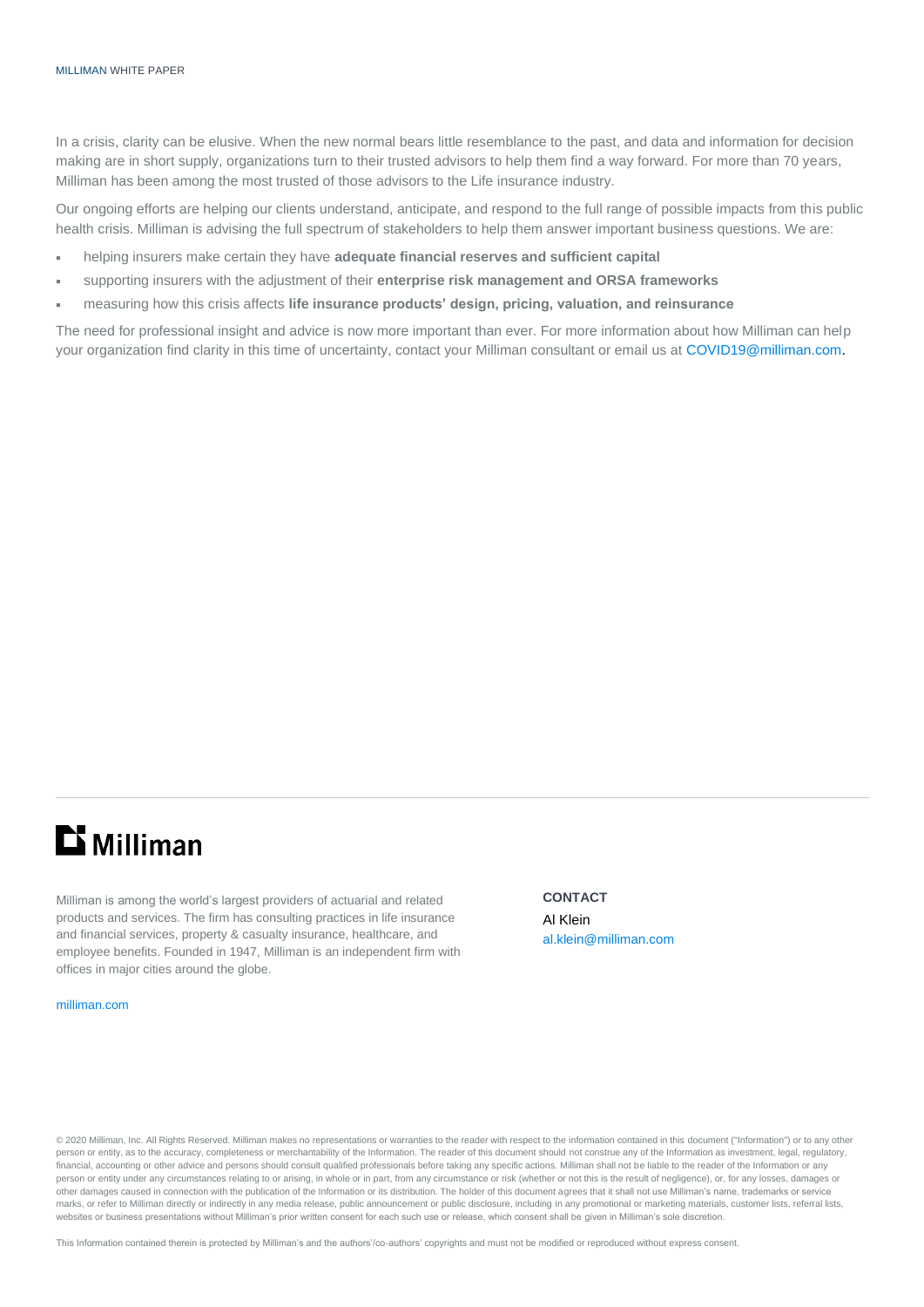In a crisis, clarity can be elusive. When the new normal bears little resemblance to the past, and data and information for decision making are in short supply, organizations turn to their trusted advisors to help them find a way forward. For more than 70 years, Milliman has been among the most trusted of those advisors to the Life insurance industry.

Our ongoing efforts are helping our clients understand, anticipate, and respond to the full range of possible impacts from this public health crisis. Milliman is advising the full spectrum of stakeholders to help them answer important business questions. We are:

- helping insurers make certain they have **adequate financial reserves and sufficient capital**
- supporting insurers with the adjustment of their **enterprise risk management and ORSA frameworks**
- measuring how this crisis affects **life insurance products' design, pricing, valuation, and reinsurance**

The need for professional insight and advice is now more important than ever. For more information about how Milliman can help your organization find clarity in this time of uncertainty, contact your Milliman consultant or email us at COVID19@milliman.com.

Milliman

Milliman is among the world's largest providers of actuarial and related products and services. The firm has consulting practices in life insurance and financial services, property & casualty insurance, healthcare, and employee benefits. Founded in 1947, Milliman is an independent firm with offices in major cities around the globe.

milliman.com

**CONTACT**

Al Klein
al.klein@milliman.com

© 2020 Milliman, Inc. All Rights Reserved. Milliman makes no representations or warranties to the reader with respect to the information contained in this document ("Information") or to any other person or entity, as to the accuracy, completeness or merchantability of the Information. The reader of this document should not construe any of the Information as investment, legal, regulatory, financial, accounting or other advice and persons should consult qualified professionals before taking any specific actions. Milliman shall not be liable to the reader of the Information or any person or entity under any circumstances relating to or arising, in whole or in part, from any circumstance or risk (whether or not this is the result of negligence), or, for any losses, damages or other damages caused in connection with the publication of the Information or its distribution. The holder of this document agrees that it shall not use Milliman's name, trademarks or service marks, or refer to Milliman directly or indirectly in any media release, public announcement or public disclosure, including in any promotional or marketing materials, customer lists, referral lists, websites or business presentations without Milliman's prior written consent for each such use or release, which consent shall be given in Milliman's sole discretion.

This Information contained therein is protected by Milliman's and the authors'/co-authors' copyrights and must not be modified or reproduced without express consent.